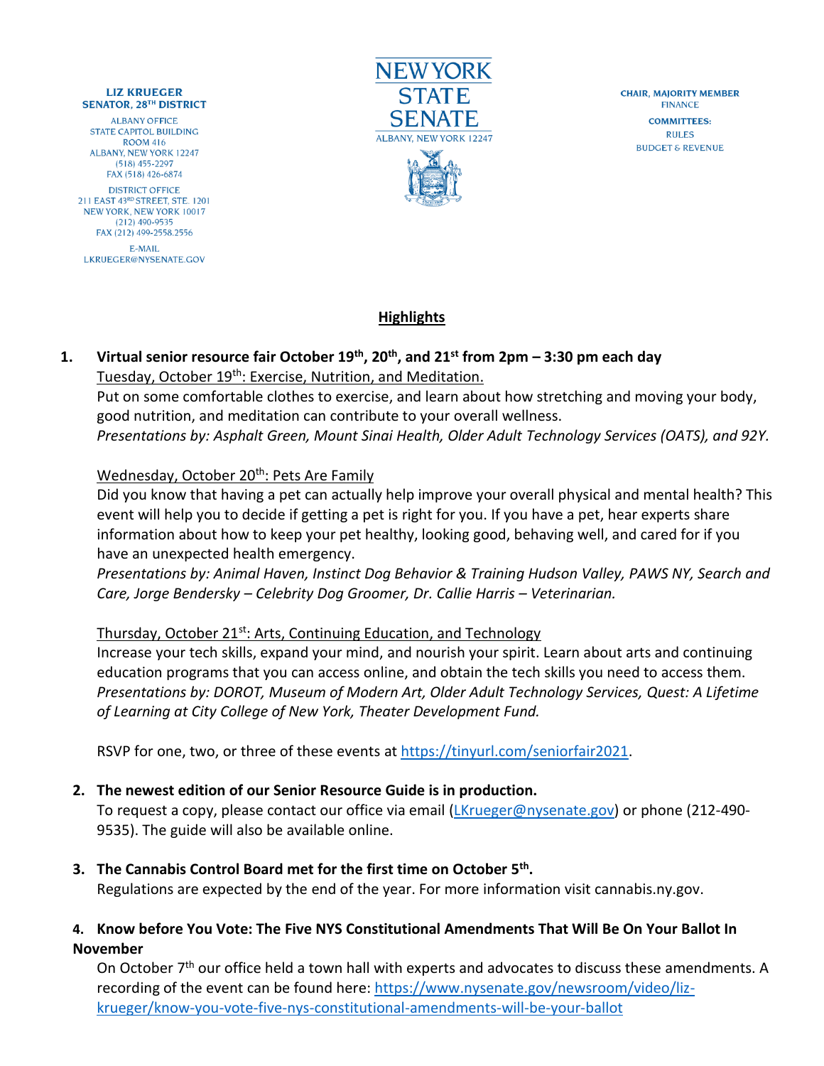**LIZ KRUEGER**
**SENATOR, 28TH DISTRICT**

ALBANY OFFICE
STATE CAPITOL BUILDING
ROOM 416
ALBANY, NEW YORK 12247
(518) 455-2297
FAX (518) 426-6874

DISTRICT OFFICE
211 EAST 43RD STREET, STE. 1201
NEW YORK, NEW YORK 10017
(212) 490-9535
FAX (212) 499-2558.2556

E-MAIL
LKRUEGER@NYSENATE.GOV

NEW YORK STATE SENATE
ALBANY, NEW YORK 12247

**CHAIR, MAJORITY MEMBER**
FINANCE

**COMMITTEES:**
RULES
BUDGET & REVENUE

# Highlights

1. **Virtual senior resource fair October 19th, 20th, and 21st from 2pm – 3:30 pm each day**

   Tuesday, October 19th: Exercise, Nutrition, and Meditation.
   Put on some comfortable clothes to exercise, and learn about how stretching and moving your body, good nutrition, and meditation can contribute to your overall wellness.
   *Presentations by: Asphalt Green, Mount Sinai Health, Older Adult Technology Services (OATS), and 92Y.*

   Wednesday, October 20th: Pets Are Family
   Did you know that having a pet can actually help improve your overall physical and mental health? This event will help you to decide if getting a pet is right for you. If you have a pet, hear experts share information about how to keep your pet healthy, looking good, behaving well, and cared for if you have an unexpected health emergency.
   *Presentations by: Animal Haven, Instinct Dog Behavior & Training Hudson Valley, PAWS NY, Search and Care, Jorge Bendersky – Celebrity Dog Groomer, Dr. Callie Harris – Veterinarian.*

   Thursday, October 21st: Arts, Continuing Education, and Technology
   Increase your tech skills, expand your mind, and nourish your spirit. Learn about arts and continuing education programs that you can access online, and obtain the tech skills you need to access them.
   *Presentations by: DOROT, Museum of Modern Art, Older Adult Technology Services, Quest: A Lifetime of Learning at City College of New York, Theater Development Fund.*

   RSVP for one, two, or three of these events at https://tinyurl.com/seniorfair2021.

2. **The newest edition of our Senior Resource Guide is in production.**
   To request a copy, please contact our office via email (LKrueger@nysenate.gov) or phone (212-490-9535). The guide will also be available online.

3. **The Cannabis Control Board met for the first time on October 5th.**
   Regulations are expected by the end of the year. For more information visit cannabis.ny.gov.

4. **Know before You Vote: The Five NYS Constitutional Amendments That Will Be On Your Ballot In November**
   On October 7th our office held a town hall with experts and advocates to discuss these amendments. A recording of the event can be found here: https://www.nysenate.gov/newsroom/video/liz-krueger/know-you-vote-five-nys-constitutional-amendments-will-be-your-ballot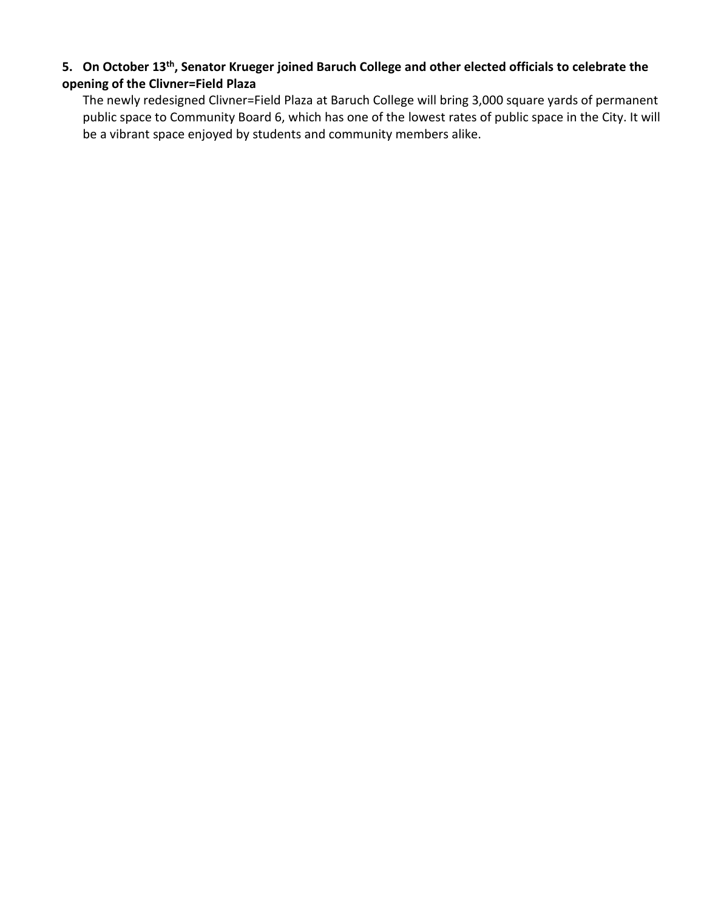5. **On October 13th, Senator Krueger joined Baruch College and other elected officials to celebrate the opening of the Clivner=Field Plaza**

   The newly redesigned Clivner=Field Plaza at Baruch College will bring 3,000 square yards of permanent public space to Community Board 6, which has one of the lowest rates of public space in the City. It will be a vibrant space enjoyed by students and community members alike.